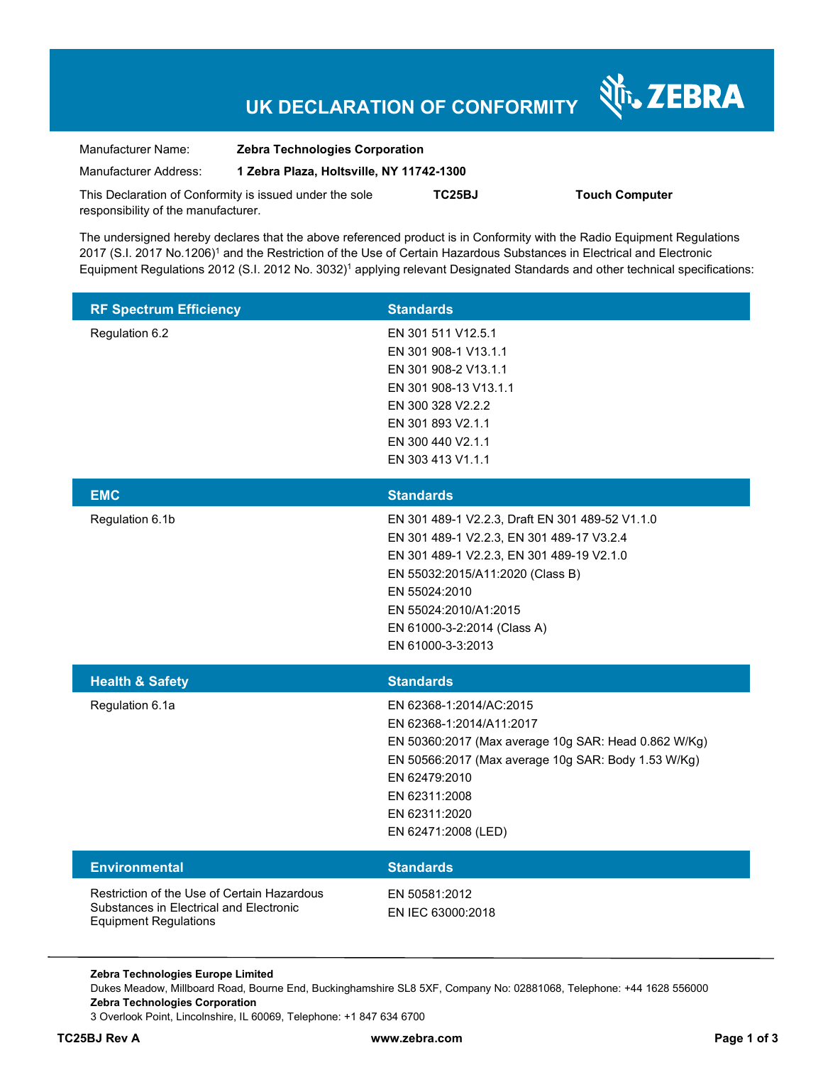# UK DECLARATION OF CONFORMITY

| | |
|---|---|
| Manufacturer Name: | **Zebra Technologies Corporation** |
| Manufacturer Address: | **1 Zebra Plaza, Holtsville, NY 11742-1300** |

This Declaration of Conformity is issued under the sole responsibility of the manufacturer. **TC25BJ** **Touch Computer**

The undersigned hereby declares that the above referenced product is in Conformity with the Radio Equipment Regulations 2017 (S.I. 2017 No.1206)[1] and the Restriction of the Use of Certain Hazardous Substances in Electrical and Electronic Equipment Regulations 2012 (S.I. 2012 No. 3032)[1] applying relevant Designated Standards and other technical specifications:

| RF Spectrum Efficiency | Standards |
|---|---|
| Regulation 6.2 | EN 301 511 V12.5.1<br>EN 301 908-1 V13.1.1<br>EN 301 908-2 V13.1.1<br>EN 301 908-13 V13.1.1<br>EN 300 328 V2.2.2<br>EN 301 893 V2.1.1<br>EN 300 440 V2.1.1<br>EN 303 413 V1.1.1 |

| EMC | Standards |
|---|---|
| Regulation 6.1b | EN 301 489-1 V2.2.3, Draft EN 301 489-52 V1.1.0<br>EN 301 489-1 V2.2.3, EN 301 489-17 V3.2.4<br>EN 301 489-1 V2.2.3, EN 301 489-19 V2.1.0<br>EN 55032:2015/A11:2020 (Class B)<br>EN 55024:2010<br>EN 55024:2010/A1:2015<br>EN 61000-3-2:2014 (Class A)<br>EN 61000-3-3:2013 |

| Health & Safety | Standards |
|---|---|
| Regulation 6.1a | EN 62368-1:2014/AC:2015<br>EN 62368-1:2014/A11:2017<br>EN 50360:2017 (Max average 10g SAR: Head 0.862 W/Kg)<br>EN 50566:2017 (Max average 10g SAR: Body 1.53 W/Kg)<br>EN 62479:2010<br>EN 62311:2008<br>EN 62311:2020<br>EN 62471:2008 (LED) |

| Environmental | Standards |
|---|---|
| Restriction of the Use of Certain Hazardous Substances in Electrical and Electronic Equipment Regulations | EN 50581:2012<br>EN IEC 63000:2018 |

**Zebra Technologies Europe Limited**
Dukes Meadow, Millboard Road, Bourne End, Buckinghamshire SL8 5XF, Company No: 02881068, Telephone: +44 1628 556000
**Zebra Technologies Corporation**
3 Overlook Point, Lincolnshire, IL 60069, Telephone: +1 847 634 6700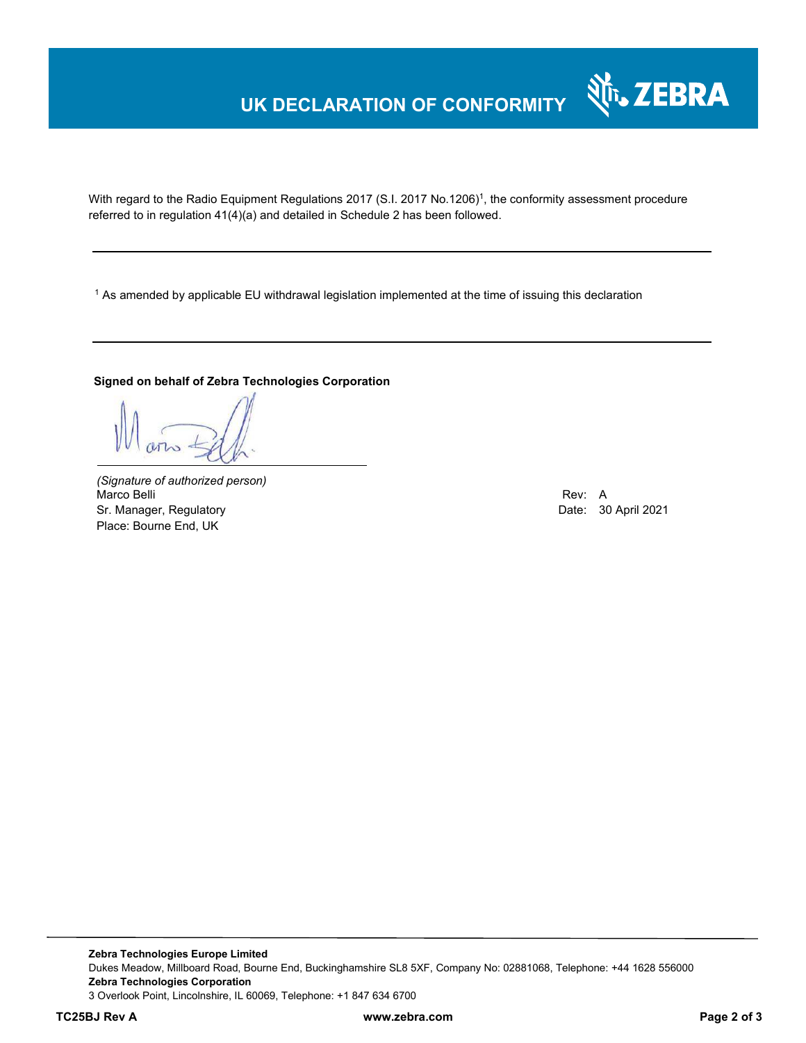# UK DECLARATION OF CONFORMITY

With regard to the Radio Equipment Regulations 2017 (S.I. 2017 No.1206)[1], the conformity assessment procedure referred to in regulation 41(4)(a) and detailed in Schedule 2 has been followed.

---

[1] As amended by applicable EU withdrawal legislation implemented at the time of issuing this declaration

---

**Signed on behalf of Zebra Technologies Corporation**

*(Signature of authorized person)*
Marco Belli
Sr. Manager, Regulatory
Place: Bourne End, UK

Rev: A
Date: 30 April 2021

---

**Zebra Technologies Europe Limited**
Dukes Meadow, Millboard Road, Bourne End, Buckinghamshire SL8 5XF, Company No: 02881068, Telephone: +44 1628 556000
**Zebra Technologies Corporation**
3 Overlook Point, Lincolnshire, IL 60069, Telephone: +1 847 634 6700

**TC25BJ Rev A** **www.zebra.com**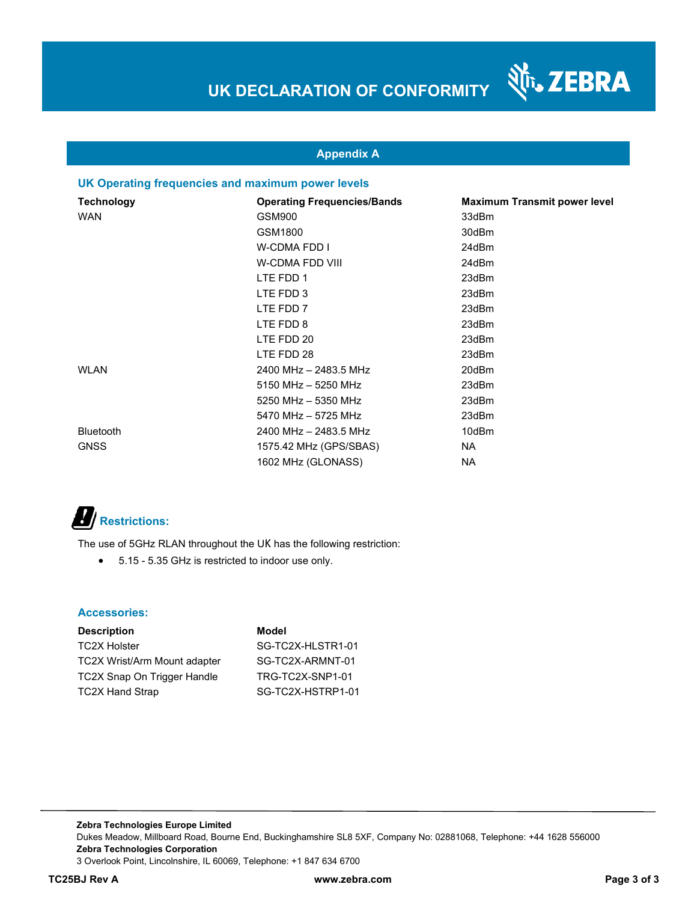# UK DECLARATION OF CONFORMITY

## Appendix A

### UK Operating frequencies and maximum power levels

| Technology | Operating Frequencies/Bands | Maximum Transmit power level |
|---|---|---|
| WAN | GSM900 | 33dBm |
| | GSM1800 | 30dBm |
| | W-CDMA FDD I | 24dBm |
| | W-CDMA FDD VIII | 24dBm |
| | LTE FDD 1 | 23dBm |
| | LTE FDD 3 | 23dBm |
| | LTE FDD 7 | 23dBm |
| | LTE FDD 8 | 23dBm |
| | LTE FDD 20 | 23dBm |
| | LTE FDD 28 | 23dBm |
| WLAN | 2400 MHz – 2483.5 MHz | 20dBm |
| | 5150 MHz – 5250 MHz | 23dBm |
| | 5250 MHz – 5350 MHz | 23dBm |
| | 5470 MHz – 5725 MHz | 23dBm |
| Bluetooth | 2400 MHz – 2483.5 MHz | 10dBm |
| GNSS | 1575.42 MHz (GPS/SBAS) | NA |
| | 1602 MHz (GLONASS) | NA |

### Restrictions:

The use of 5GHz RLAN throughout the UK has the following restriction:

- 5.15 - 5.35 GHz is restricted to indoor use only.

### Accessories:

| Description | Model |
|---|---|
| TC2X Holster | SG-TC2X-HLSTR1-01 |
| TC2X Wrist/Arm Mount adapter | SG-TC2X-ARMNT-01 |
| TC2X Snap On Trigger Handle | TRG-TC2X-SNP1-01 |
| TC2X Hand Strap | SG-TC2X-HSTRP1-01 |

**Zebra Technologies Europe Limited**
Dukes Meadow, Millboard Road, Bourne End, Buckinghamshire SL8 5XF, Company No: 02881068, Telephone: +44 1628 556000
**Zebra Technologies Corporation**
3 Overlook Point, Lincolnshire, IL 60069, Telephone: +1 847 634 6700

**TC25BJ Rev A** **www.zebra.com**